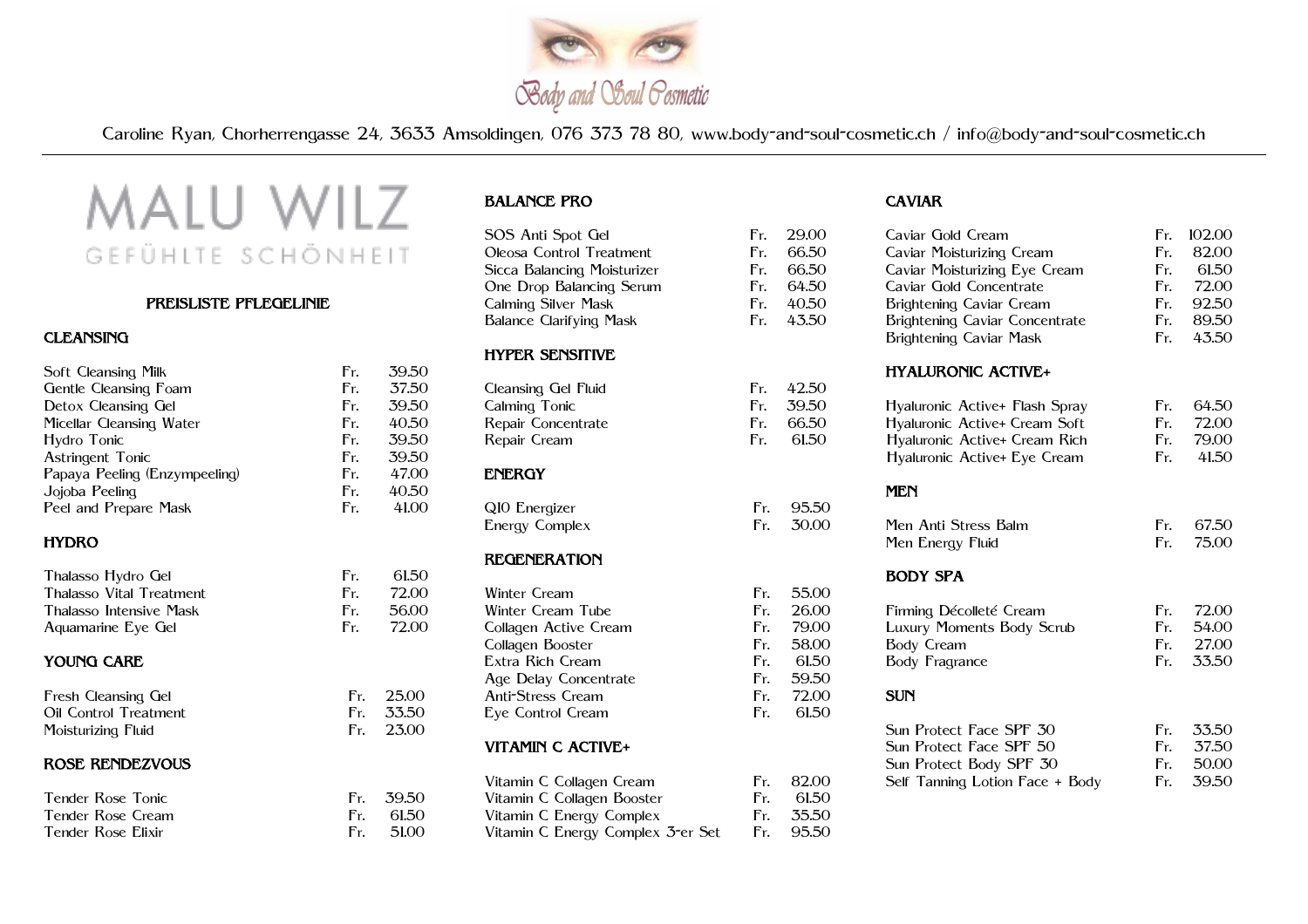Body and Soul Cosmetic

Caroline Ryan, Chorherrengasse 24, 3633 Amsoldingen, 076 373 78 80, www.body-and-soul-cosmetic.ch / info@body-and-soul-cosmetic.ch

# MALU WILZ

GEFÜHLTE SCHÖNHEIT

## PREISLISTE PFLEGELINIE

### CLEANSING

| | | |
|---|---|---|
| Soft Cleansing Milk | Fr. | 39.50 |
| Gentle Cleansing Foam | Fr. | 37.50 |
| Detox Cleansing Gel | Fr. | 39.50 |
| Micellar Cleansing Water | Fr. | 40.50 |
| Hydro Tonic | Fr. | 39.50 |
| Astringent Tonic | Fr. | 39.50 |
| Papaya Peeling (Enzympeeling) | Fr. | 47.00 |
| Jojoba Peeling | Fr. | 40.50 |
| Peel and Prepare Mask | Fr. | 41.00 |

### HYDRO

| | | |
|---|---|---|
| Thalasso Hydro Gel | Fr. | 61.50 |
| Thalasso Vital Treatment | Fr. | 72.00 |
| Thalasso Intensive Mask | Fr. | 56.00 |
| Aquamarine Eye Gel | Fr. | 72.00 |

### YOUNG CARE

| | | |
|---|---|---|
| Fresh Cleansing Gel | Fr. | 25.00 |
| Oil Control Treatment | Fr. | 33.50 |
| Moisturizing Fluid | Fr. | 23.00 |

### ROSE RENDEZVOUS

| | | |
|---|---|---|
| Tender Rose Tonic | Fr. | 39.50 |
| Tender Rose Cream | Fr. | 61.50 |
| Tender Rose Elixir | Fr. | 51.00 |

### BALANCE PRO

| | | |
|---|---|---|
| SOS Anti Spot Gel | Fr. | 29.00 |
| Oleosa Control Treatment | Fr. | 66.50 |
| Sicca Balancing Moisturizer | Fr. | 66.50 |
| One Drop Balancing Serum | Fr. | 64.50 |
| Calming Silver Mask | Fr. | 40.50 |
| Balance Clarifying Mask | Fr. | 43.50 |

### HYPER SENSITIVE

| | | |
|---|---|---|
| Cleansing Gel Fluid | Fr. | 42.50 |
| Calming Tonic | Fr. | 39.50 |
| Repair Concentrate | Fr. | 66.50 |
| Repair Cream | Fr. | 61.50 |

### ENERGY

| | | |
|---|---|---|
| Q10 Energizer | Fr. | 95.50 |
| Energy Complex | Fr. | 30.00 |

### REGENERATION

| | | |
|---|---|---|
| Winter Cream | Fr. | 55.00 |
| Winter Cream Tube | Fr. | 26.00 |
| Collagen Active Cream | Fr. | 79.00 |
| Collagen Booster | Fr. | 58.00 |
| Extra Rich Cream | Fr. | 61.50 |
| Age Delay Concentrate | Fr. | 59.50 |
| Anti-Stress Cream | Fr. | 72.00 |
| Eye Control Cream | Fr. | 61.50 |

### VITAMIN C ACTIVE+

| | | |
|---|---|---|
| Vitamin C Collagen Cream | Fr. | 82.00 |
| Vitamin C Collagen Booster | Fr. | 61.50 |
| Vitamin C Energy Complex | Fr. | 35.50 |
| Vitamin C Energy Complex 3-er Set | Fr. | 95.50 |

### CAVIAR

| | | |
|---|---|---|
| Caviar Gold Cream | Fr. | 102.00 |
| Caviar Moisturizing Cream | Fr. | 82.00 |
| Caviar Moisturizing Eye Cream | Fr. | 61.50 |
| Caviar Gold Concentrate | Fr. | 72.00 |
| Brightening Caviar Cream | Fr. | 92.50 |
| Brightening Caviar Concentrate | Fr. | 89.50 |
| Brightening Caviar Mask | Fr. | 43.50 |

### HYALURONIC ACTIVE+

| | | |
|---|---|---|
| Hyaluronic Active+ Flash Spray | Fr. | 64.50 |
| Hyaluronic Active+ Cream Soft | Fr. | 72.00 |
| Hyaluronic Active+ Cream Rich | Fr. | 79.00 |
| Hyaluronic Active+ Eye Cream | Fr. | 41.50 |

### MEN

| | | |
|---|---|---|
| Men Anti Stress Balm | Fr. | 67.50 |
| Men Energy Fluid | Fr. | 75.00 |

### BODY SPA

| | | |
|---|---|---|
| Firming Décolleté Cream | Fr. | 72.00 |
| Luxury Moments Body Scrub | Fr. | 54.00 |
| Body Cream | Fr. | 27.00 |
| Body Fragrance | Fr. | 33.50 |

### SUN

| | | |
|---|---|---|
| Sun Protect Face SPF 30 | Fr. | 33.50 |
| Sun Protect Face SPF 50 | Fr. | 37.50 |
| Sun Protect Body SPF 30 | Fr. | 50.00 |
| Self Tanning Lotion Face + Body | Fr. | 39.50 |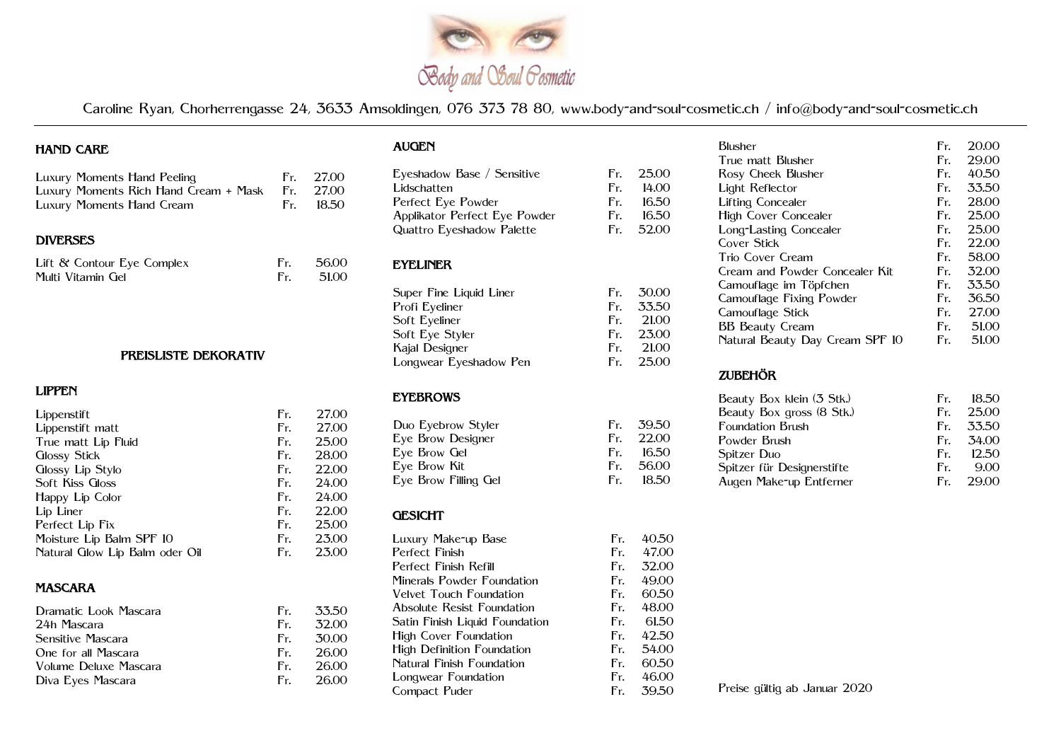Body and Soul Cosmetic

Caroline Ryan, Chorherrengasse 24, 3633 Amsoldingen, 076 373 78 80, www.body-and-soul-cosmetic.ch / info@body-and-soul-cosmetic.ch

## HAND CARE

| | | |
|---|---|---|
| Luxury Moments Hand Peeling | Fr. | 27.00 |
| Luxury Moments Rich Hand Cream + Mask | Fr. | 27.00 |
| Luxury Moments Hand Cream | Fr. | 18.50 |

## DIVERSES

| | | |
|---|---|---|
| Lift & Contour Eye Complex | Fr. | 56.00 |
| Multi Vitamin Gel | Fr. | 51.00 |

# PREISLISTE DEKORATIV

## LIPPEN

| | | |
|---|---|---|
| Lippenstift | Fr. | 27.00 |
| Lippenstift matt | Fr. | 27.00 |
| True matt Lip Fluid | Fr. | 25.00 |
| Glossy Stick | Fr. | 28.00 |
| Glossy Lip Stylo | Fr. | 22.00 |
| Soft Kiss Gloss | Fr. | 24.00 |
| Happy Lip Color | Fr. | 24.00 |
| Lip Liner | Fr. | 22.00 |
| Perfect Lip Fix | Fr. | 25.00 |
| Moisture Lip Balm SPF 10 | Fr. | 23.00 |
| Natural Glow Lip Balm oder Oil | Fr. | 23.00 |

## MASCARA

| | | |
|---|---|---|
| Dramatic Look Mascara | Fr. | 33.50 |
| 24h Mascara | Fr. | 32.00 |
| Sensitive Mascara | Fr. | 30.00 |
| One for all Mascara | Fr. | 26.00 |
| Volume Deluxe Mascara | Fr. | 26.00 |
| Diva Eyes Mascara | Fr. | 26.00 |

## AUGEN

| | | |
|---|---|---|
| Eyeshadow Base / Sensitive | Fr. | 25.00 |
| Lidschatten | Fr. | 14.00 |
| Perfect Eye Powder | Fr. | 16.50 |
| Applikator Perfect Eye Powder | Fr. | 16.50 |
| Quattro Eyeshadow Palette | Fr. | 52.00 |

## EYELINER

| | | |
|---|---|---|
| Super Fine Liquid Liner | Fr. | 30.00 |
| Profi Eyeliner | Fr. | 33.50 |
| Soft Eyeliner | Fr. | 21.00 |
| Soft Eye Styler | Fr. | 23.00 |
| Kajal Designer | Fr. | 21.00 |
| Longwear Eyeshadow Pen | Fr. | 25.00 |

## EYEBROWS

| | | |
|---|---|---|
| Duo Eyebrow Styler | Fr. | 39.50 |
| Eye Brow Designer | Fr. | 22.00 |
| Eye Brow Gel | Fr. | 16.50 |
| Eye Brow Kit | Fr. | 56.00 |
| Eye Brow Filling Gel | Fr. | 18.50 |

## GESICHT

| | | |
|---|---|---|
| Luxury Make-up Base | Fr. | 40.50 |
| Perfect Finish | Fr. | 47.00 |
| Perfect Finish Refill | Fr. | 32.00 |
| Minerals Powder Foundation | Fr. | 49.00 |
| Velvet Touch Foundation | Fr. | 60.50 |
| Absolute Resist Foundation | Fr. | 48.00 |
| Satin Finish Liquid Foundation | Fr. | 61.50 |
| High Cover Foundation | Fr. | 42.50 |
| High Definition Foundation | Fr. | 54.00 |
| Natural Finish Foundation | Fr. | 60.50 |
| Longwear Foundation | Fr. | 46.00 |
| Compact Puder | Fr. | 39.50 |
| Blusher | Fr. | 20.00 |
| True matt Blusher | Fr. | 29.00 |
| Rosy Cheek Blusher | Fr. | 40.50 |
| Light Reflector | Fr. | 33.50 |
| Lifting Concealer | Fr. | 28.00 |
| High Cover Concealer | Fr. | 25.00 |
| Long-Lasting Concealer | Fr. | 25.00 |
| Cover Stick | Fr. | 22.00 |
| Trio Cover Cream | Fr. | 58.00 |
| Cream and Powder Concealer Kit | Fr. | 32.00 |
| Camouflage im Töpfchen | Fr. | 33.50 |
| Camouflage Fixing Powder | Fr. | 36.50 |
| Camouflage Stick | Fr. | 27.00 |
| BB Beauty Cream | Fr. | 51.00 |
| Natural Beauty Day Cream SPF 10 | Fr. | 51.00 |

## ZUBEHÖR

| | | |
|---|---|---|
| Beauty Box klein (3 Stk.) | Fr. | 18.50 |
| Beauty Box gross (8 Stk.) | Fr. | 25.00 |
| Foundation Brush | Fr. | 33.50 |
| Powder Brush | Fr. | 34.00 |
| Spitzer Duo | Fr. | 12.50 |
| Spitzer für Designerstifte | Fr. | 9.00 |
| Augen Make-up Entferner | Fr. | 29.00 |

Preise gültig ab Januar 2020